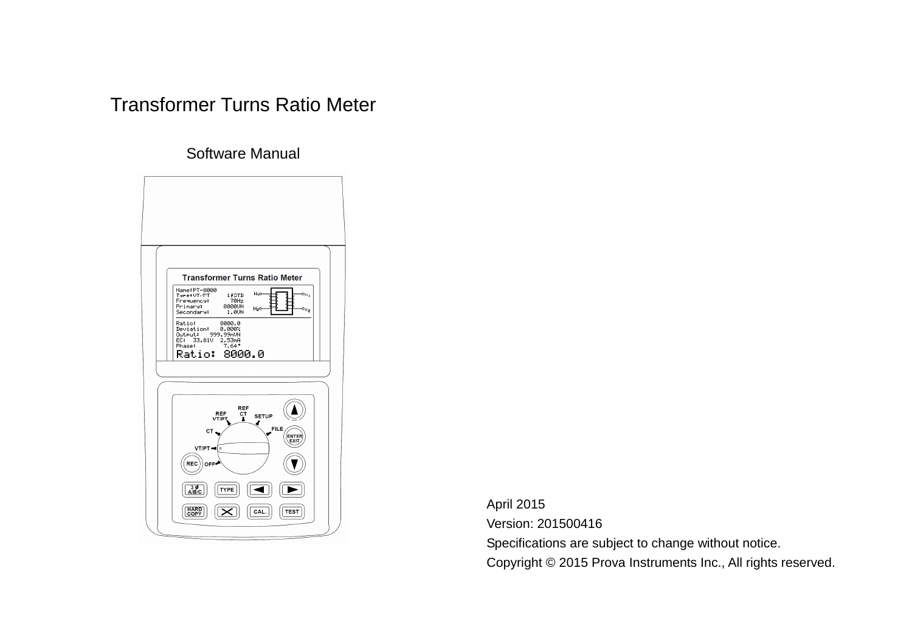# Transformer Turns Ratio Meter

## Software Manual

April 2015

Version: 201500416

Specifications are subject to change without notice.

Copyright © 2015 Prova Instruments Inc., All rights reserved.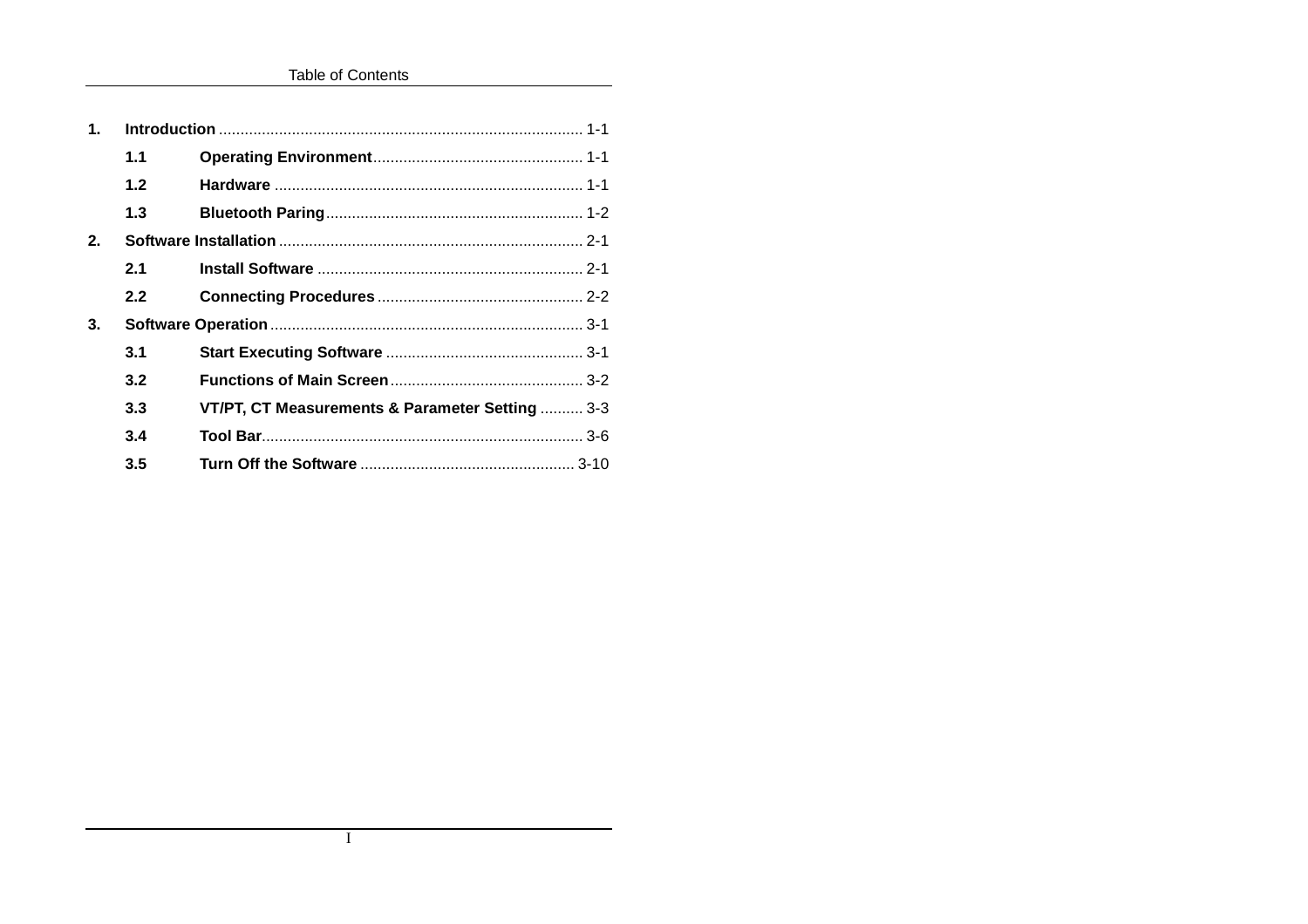Table of Contents

1. **Introduction** .................................................................................... 1-1
    - **1.1 Operating Environment** ................................................. 1-1
    - **1.2 Hardware** ........................................................................ 1-1
    - **1.3 Bluetooth Paring** ............................................................ 1-2
2. **Software Installation** ....................................................................... 2-1
    - **2.1 Install Software** .............................................................. 2-1
    - **2.2 Connecting Procedures** ................................................. 2-2
3. **Software Operation** ......................................................................... 3-1
    - **3.1 Start Executing Software** .............................................. 3-1
    - **3.2 Functions of Main Screen** ............................................. 3-2
    - **3.3 VT/PT, CT Measurements & Parameter Setting** .......... 3-3
    - **3.4 Tool Bar** ........................................................................... 3-6
    - **3.5 Turn Off the Software** .................................................. 3-10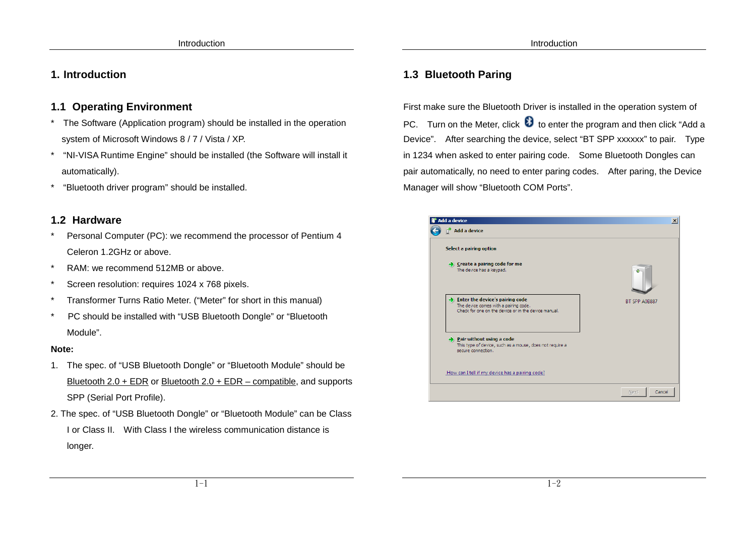# 1. Introduction

## 1.1 Operating Environment

* The Software (Application program) should be installed in the operation system of Microsoft Windows 8 / 7 / Vista / XP.
* "NI-VISA Runtime Engine" should be installed (the Software will install it automatically).
* "Bluetooth driver program" should be installed.

## 1.2 Hardware

* Personal Computer (PC): we recommend the processor of Pentium 4 Celeron 1.2GHz or above.
* RAM: we recommend 512MB or above.
* Screen resolution: requires 1024 x 768 pixels.
* Transformer Turns Ratio Meter. ("Meter" for short in this manual)
* PC should be installed with "USB Bluetooth Dongle" or "Bluetooth Module".

**Note:**

1. The spec. of "USB Bluetooth Dongle" or "Bluetooth Module" should be Bluetooth 2.0 + EDR or Bluetooth 2.0 + EDR – compatible, and supports SPP (Serial Port Profile).
2. The spec. of "USB Bluetooth Dongle" or "Bluetooth Module" can be Class I or Class II. With Class I the wireless communication distance is longer.

## 1.3 Bluetooth Paring

First make sure the Bluetooth Driver is installed in the operation system of PC. Turn on the Meter, click to enter the program and then click "Add a Device". After searching the device, select "BT SPP xxxxxx" to pair. Type in 1234 when asked to enter pairing code. Some Bluetooth Dongles can pair automatically, no need to enter paring codes. After paring, the Device Manager will show "Bluetooth COM Ports".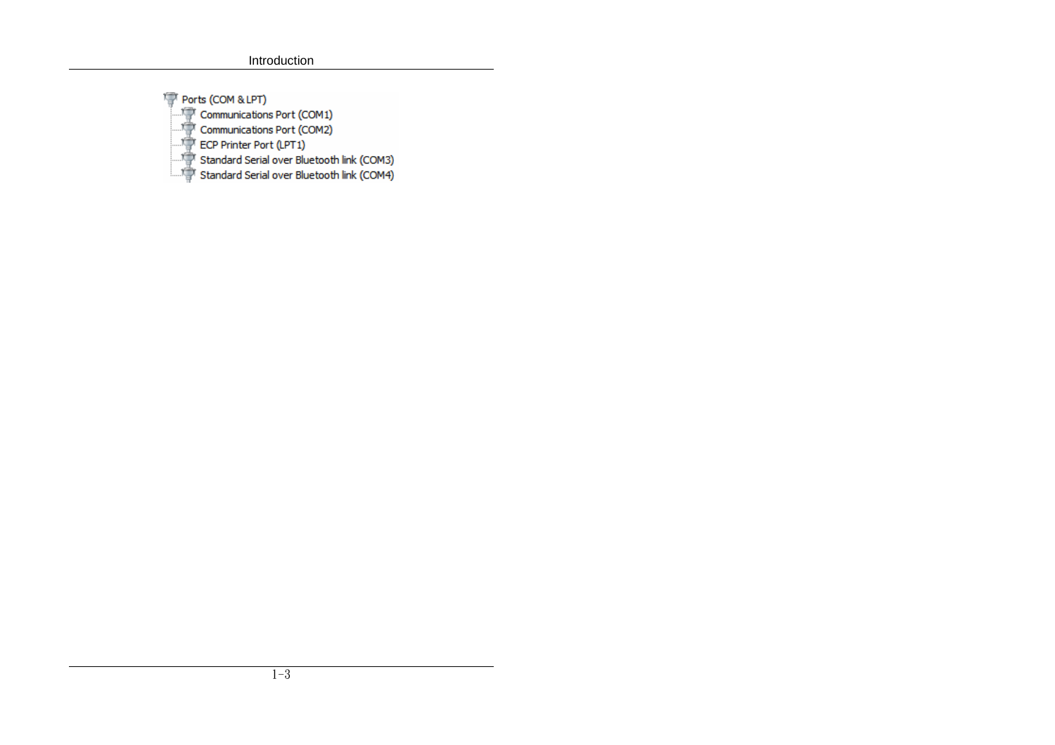Ports (COM & LPT)
- Communications Port (COM1)
- Communications Port (COM2)
- ECP Printer Port (LPT1)
- Standard Serial over Bluetooth link (COM3)
- Standard Serial over Bluetooth link (COM4)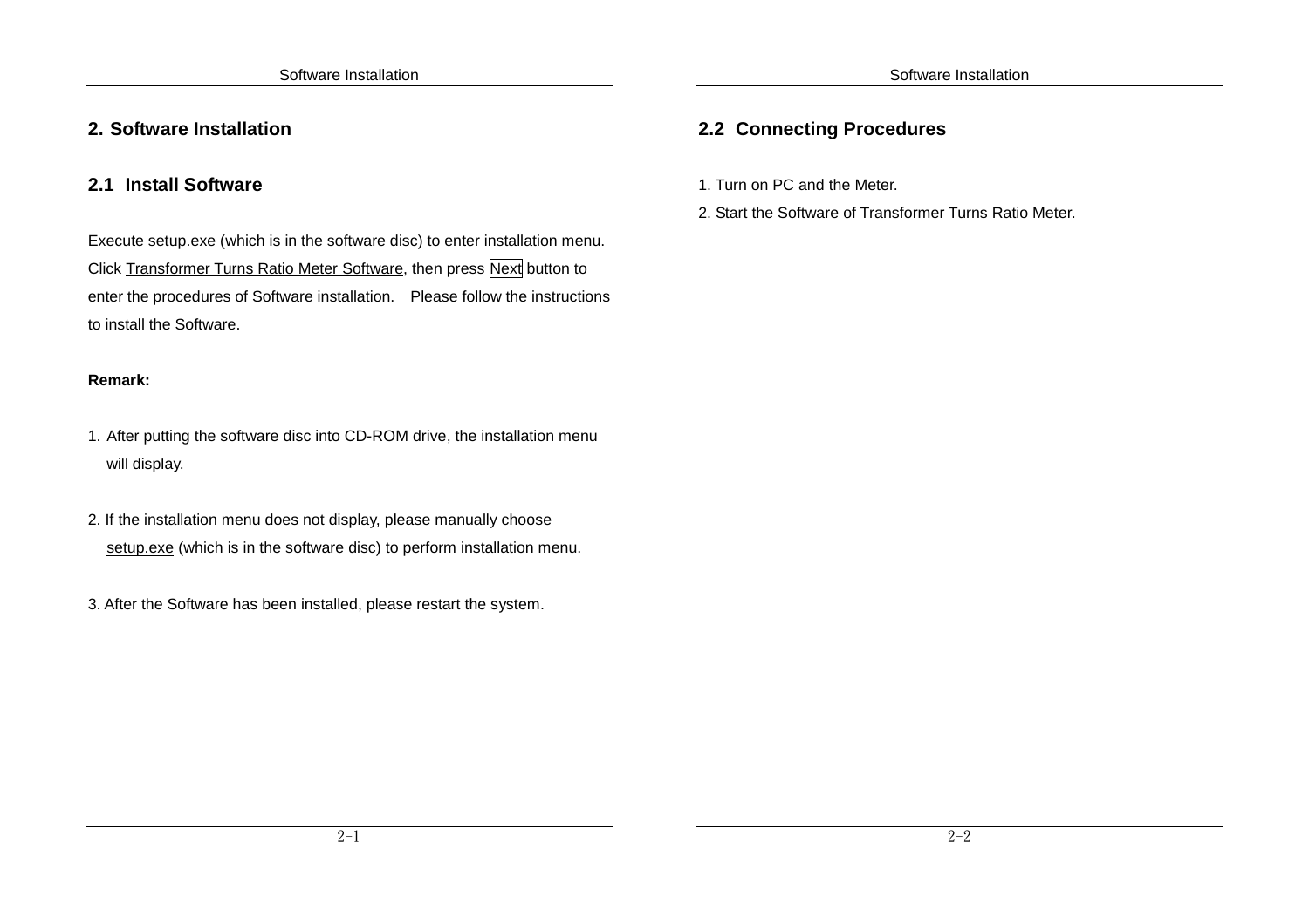# 2. Software Installation

## 2.1 Install Software

Execute setup.exe (which is in the software disc) to enter installation menu. Click Transformer Turns Ratio Meter Software, then press Next button to enter the procedures of Software installation.  Please follow the instructions to install the Software.

**Remark:**

1. After putting the software disc into CD-ROM drive, the installation menu will display.

2. If the installation menu does not display, please manually choose setup.exe (which is in the software disc) to perform installation menu.

3. After the Software has been installed, please restart the system.

## 2.2 Connecting Procedures

1. Turn on PC and the Meter.
2. Start the Software of Transformer Turns Ratio Meter.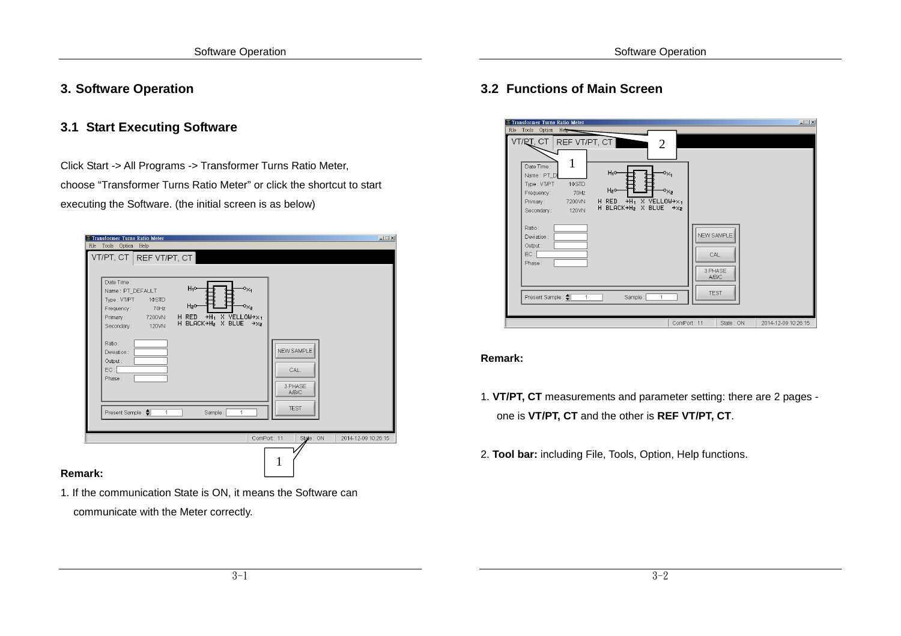# 3. Software Operation

## 3.1 Start Executing Software

Click Start -> All Programs -> Transformer Turns Ratio Meter, choose "Transformer Turns Ratio Meter" or click the shortcut to start executing the Software. (the initial screen is as below)

**Remark:**

1. If the communication State is ON, it means the Software can communicate with the Meter correctly.

## 3.2 Functions of Main Screen

**Remark:**

1. **VT/PT, CT** measurements and parameter setting: there are 2 pages - one is **VT/PT, CT** and the other is **REF VT/PT, CT**.

2. **Tool bar:** including File, Tools, Option, Help functions.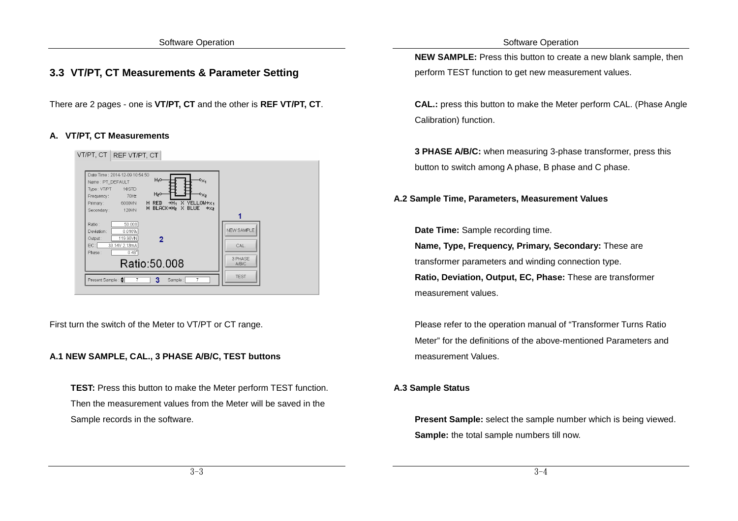## 3.3 VT/PT, CT Measurements & Parameter Setting

There are 2 pages - one is **VT/PT, CT** and the other is **REF VT/PT, CT**.

### A. VT/PT, CT Measurements

First turn the switch of the Meter to VT/PT or CT range.

#### A.1 NEW SAMPLE, CAL., 3 PHASE A/B/C, TEST buttons

**TEST:** Press this button to make the Meter perform TEST function. Then the measurement values from the Meter will be saved in the Sample records in the software.

**NEW SAMPLE:** Press this button to create a new blank sample, then perform TEST function to get new measurement values.

**CAL.:** press this button to make the Meter perform CAL. (Phase Angle Calibration) function.

**3 PHASE A/B/C:** when measuring 3-phase transformer, press this button to switch among A phase, B phase and C phase.

#### A.2 Sample Time, Parameters, Measurement Values

**Date Time:** Sample recording time.
**Name, Type, Frequency, Primary, Secondary:** These are transformer parameters and winding connection type.
**Ratio, Deviation, Output, EC, Phase:** These are transformer measurement values.

Please refer to the operation manual of "Transformer Turns Ratio Meter" for the definitions of the above-mentioned Parameters and measurement Values.

#### A.3 Sample Status

**Present Sample:** select the sample number which is being viewed.
**Sample:** the total sample numbers till now.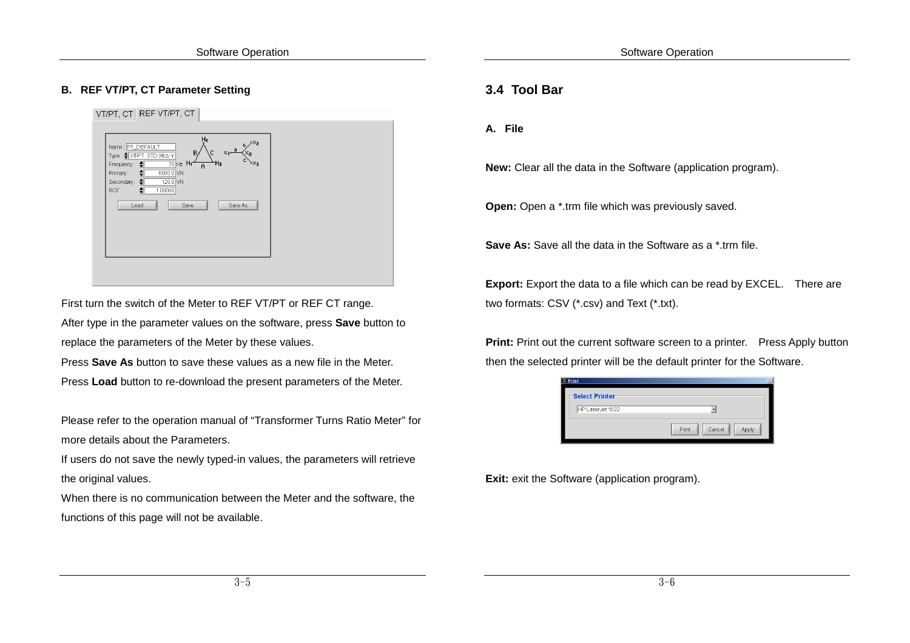### B. REF VT/PT, CT Parameter Setting

First turn the switch of the Meter to REF VT/PT or REF CT range.

After type in the parameter values on the software, press **Save** button to replace the parameters of the Meter by these values.

Press **Save As** button to save these values as a new file in the Meter.

Press **Load** button to re-download the present parameters of the Meter.

Please refer to the operation manual of “Transformer Turns Ratio Meter” for more details about the Parameters.

If users do not save the newly typed-in values, the parameters will retrieve the original values.

When there is no communication between the Meter and the software, the functions of this page will not be available.

## 3.4 Tool Bar

### A. File

**New:** Clear all the data in the Software (application program).

**Open:** Open a *.trm file which was previously saved.

**Save As:** Save all the data in the Software as a *.trm file.

**Export:** Export the data to a file which can be read by EXCEL. There are two formats: CSV (*.csv) and Text (*.txt).

**Print:** Print out the current software screen to a printer. Press Apply button then the selected printer will be the default printer for the Software.

**Exit:** exit the Software (application program).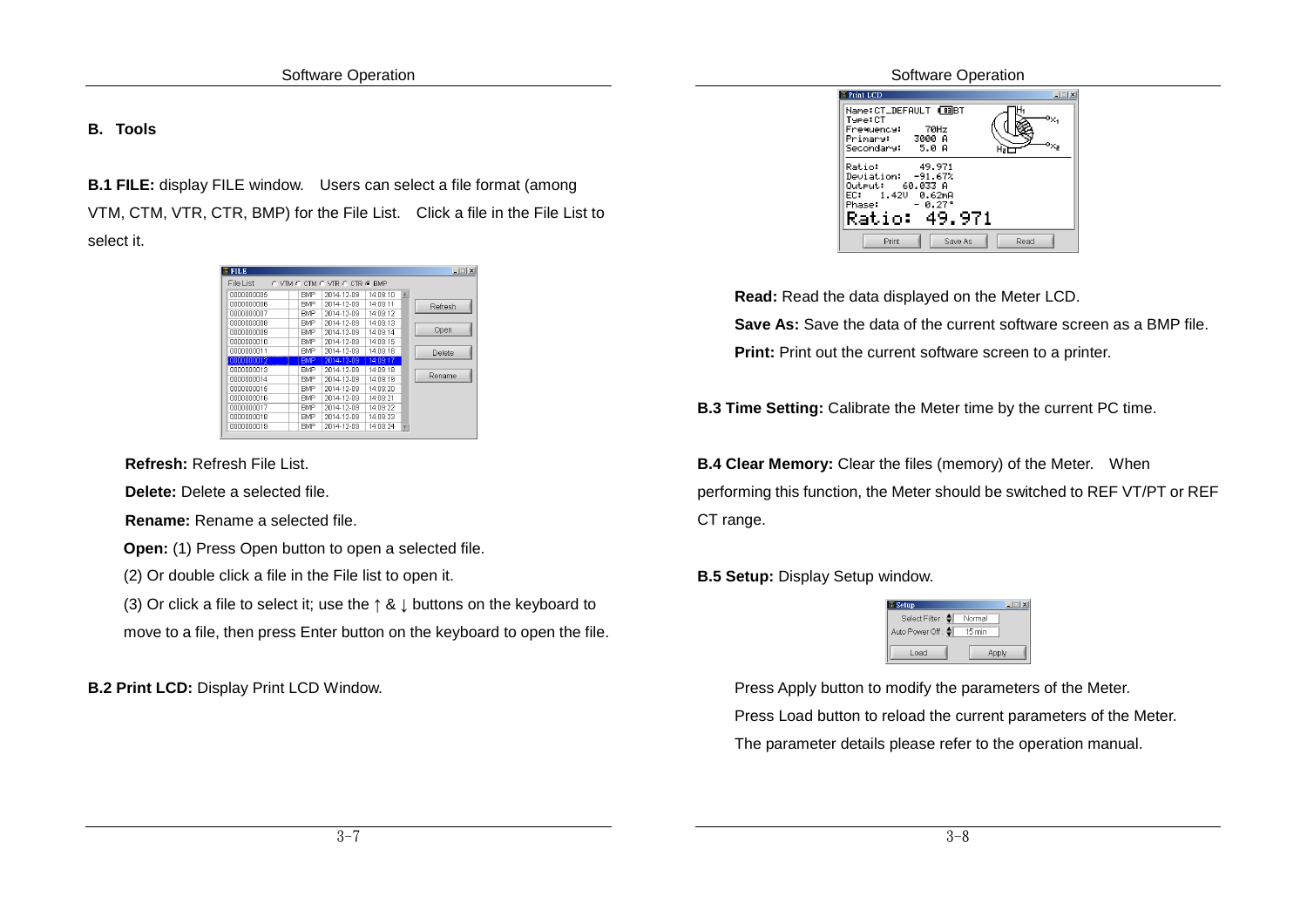## B. Tools

**B.1 FILE:** display FILE window. Users can select a file format (among VTM, CTM, VTR, CTR, BMP) for the File List. Click a file in the File List to select it.

**Refresh:** Refresh File List.

**Delete:** Delete a selected file.

**Rename:** Rename a selected file.

**Open:** (1) Press Open button to open a selected file.

(2) Or double click a file in the File list to open it.

(3) Or click a file to select it; use the ↑ & ↓ buttons on the keyboard to move to a file, then press Enter button on the keyboard to open the file.

**B.2 Print LCD:** Display Print LCD Window.

**Read:** Read the data displayed on the Meter LCD.

**Save As:** Save the data of the current software screen as a BMP file.

**Print:** Print out the current software screen to a printer.

**B.3 Time Setting:** Calibrate the Meter time by the current PC time.

**B.4 Clear Memory:** Clear the files (memory) of the Meter. When performing this function, the Meter should be switched to REF VT/PT or REF CT range.

**B.5 Setup:** Display Setup window.

Press Apply button to modify the parameters of the Meter.

Press Load button to reload the current parameters of the Meter.

The parameter details please refer to the operation manual.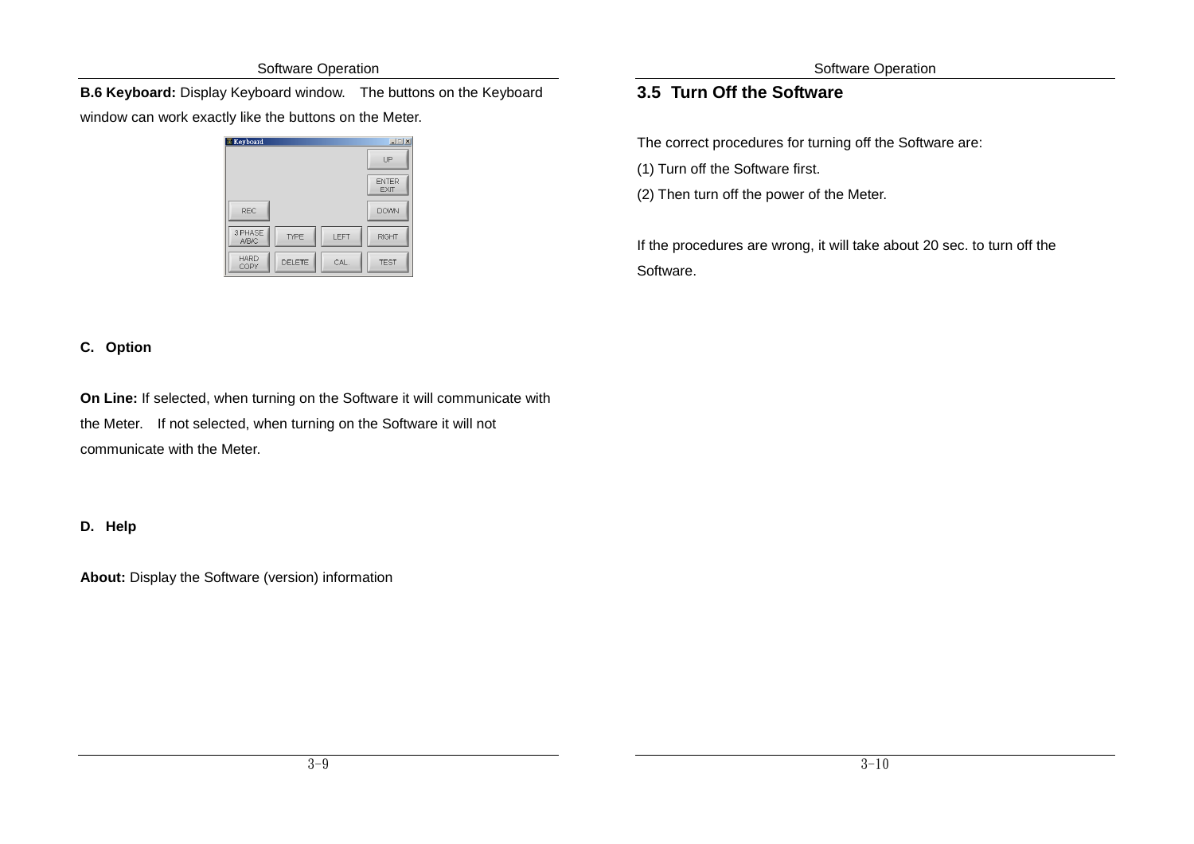**B.6 Keyboard:** Display Keyboard window. The buttons on the Keyboard window can work exactly like the buttons on the Meter.

**C. Option**

**On Line:** If selected, when turning on the Software it will communicate with the Meter. If not selected, when turning on the Software it will not communicate with the Meter.

**D. Help**

**About:** Display the Software (version) information

## 3.5 Turn Off the Software

The correct procedures for turning off the Software are:

(1) Turn off the Software first.

(2) Then turn off the power of the Meter.

If the procedures are wrong, it will take about 20 sec. to turn off the Software.